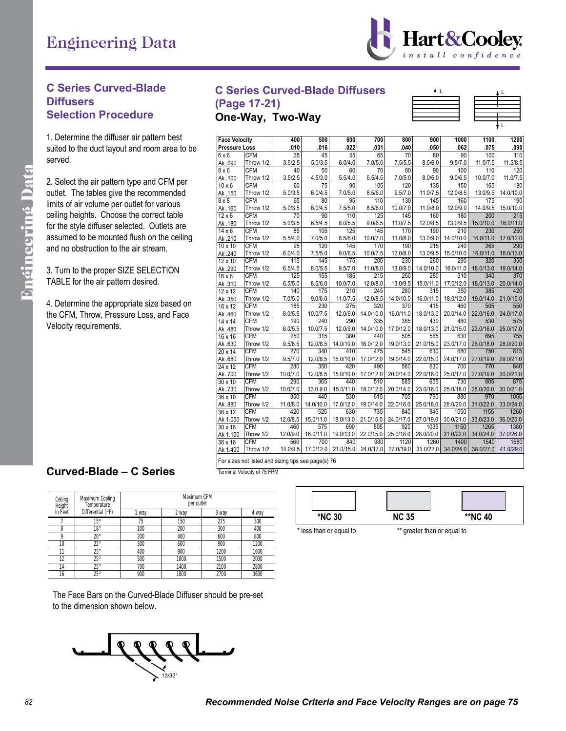# Engineering Data

## C Series Curved-Blade Diffusers Selection Procedure

1. Determine the diffuser air pattern best suited to the duct layout and room area to be served.

2. Select the air pattern type and CFM per outlet. The tables give the recommended limits of air volume per outlet for various ceiling heights. Choose the correct table for the style diffuser selected. Outlets are assumed to be mounted flush on the ceiling and no obstruction to the air stream.

3. Turn to the proper SIZE SELECTION TABLE for the air pattern desired.

4. Determine the appropriate size based on the CFM, Throw, Pressure Loss, and Face Velocity requirements.

## C Series Curved-Blade Diffusers (Page 17-21)

### One-Way, Two-Way

| Face Velocity | | 400 | 500 | 600 | 700 | 800 | 900 | 1000 | 1100 | 1200 |
|---|---|---|---|---|---|---|---|---|---|---|
| Pressure Loss | | .010 | .016 | .022 | .031 | .040 | .050 | .062 | .075 | .090 |
| 6 x 6 | CFM | 35 | 45 | 55 | 65 | 70 | 80 | 90 | 100 | 110 |
| Ak .090 | Throw 1/2 | 3.5/2.5 | 5.0/3.5 | 6.0/4.0 | 7.0/5.0 | 7.5/5.5 | 8.5/6.0 | 9.5/7.0 | 11.0/7.5 | 11.5/8.5 |
| 8 x 6 | CFM | 40 | 50 | 60 | 70 | 80 | 90 | 100 | 110 | 120 |
| Ak .100 | Throw 1/2 | 3.5/2.5 | 4.5/3.0 | 5.5/4.0 | 6.5/4.5 | 7.0/5.0 | 8.0/6.0 | 9.0/6.5 | 10.0/7.0 | 11.0/7.5 |
| 10 x 6 | CFM | 60 | 75 | 90 | 105 | 120 | 135 | 150 | 165 | 180 |
| Ak .150 | Throw 1/2 | 5.0/3.5 | 6.0/4.5 | 7.0/5.0 | 8.5/6.0 | 9.5/7.0 | 11.0/7.5 | 12.0/8.5 | 13.0/9.5 | 14.0/10.0 |
| 8 x 8 | CFM | 65 | 80 | 95 | 110 | 130 | 145 | 160 | 175 | 190 |
| Ak .160 | Throw 1/2 | 5.0/3.5 | 6.0/4.5 | 7.5/5.0 | 8.5/6.0 | 10.0/7.0 | 11.0/8.0 | 12.0/9.0 | 14.0/9.5 | 15.0/10.0 |
| 12 x 6 | CFM | 70 | 90 | 110 | 125 | 145 | 160 | 180 | 200 | 215 |
| Ak .180 | Throw 1/2 | 5.0/3.5 | 6.5/4.5 | 8.0/5.5 | 9.0/6.5 | 11.0/7.5 | 12.0/8.5 | 13.0/9.5 | 15.0/10.0 | 16.0/11.0 |
| 14 x 6 | CFM | 85 | 105 | 125 | 145 | 170 | 190 | 210 | 230 | 250 |
| Ak .210 | Throw 1/2 | 5.5/4.0 | 7.0/5.0 | 8.5/6.0 | 10.0/7.0 | 11.0/8.0 | 13.0/9.0 | 14.0/10.0 | 16.0/11.0 | 17.0/12.0 |
| 10 x 10 | CFM | 95 | 120 | 145 | 170 | 190 | 215 | 240 | 265 | 290 |
| Ak .240 | Throw 1/2 | 6.0/4.0 | 7.5/5.0 | 9.0/6.5 | 10.0/7.5 | 12.0/8.0 | 13.0/9.5 | 15.0/10.0 | 16.0/11.0 | 18.0/13.0 |
| 12 x 10 | CFM | 115 | 145 | 175 | 205 | 230 | 260 | 290 | 320 | 350 |
| Ak .290 | Throw 1/2 | 6.5/4.5 | 8.0/5.5 | 9.5/7.0 | 11.0/8.0 | 13.0/9.0 | 14.0/10.0 | 16.0/11.0 | 18.0/13.0 | 19.0/14.0 |
| 16 x 8 | CFM | 125 | 155 | 185 | 215 | 250 | 280 | 310 | 340 | 370 |
| Ak .310 | Throw 1/2 | 6.5/5.0 | 8.5/6.0 | 10.0/7.0 | 12.0/8.0 | 13.0/9.5 | 15.0/11.0 | 17.0/12.0 | 18.0/13.0 | 20.0/14.0 |
| 12 x 12 | CFM | 140 | 175 | 210 | 245 | 280 | 315 | 350 | 385 | 420 |
| Ak .350 | Throw 1/2 | 7.0/5.0 | 9.0/6.0 | 11.0/7.5 | 12.0/8.5 | 14.0/10.0 | 16.0/11.0 | 18.0/12.0 | 19.0/14.0 | 21.0/15.0 |
| 16 x 12 | CFM | 185 | 230 | 275 | 320 | 370 | 415 | 460 | 505 | 550 |
| Ak .460 | Throw 1/2 | 8.0/5.5 | 10.0/7.5 | 12.0/9.0 | 14.0/10.0 | 16.0/11.0 | 18.0/13.0 | 20.0/14.0 | 22.0/16.0 | 24.0/17.0 |
| 14 x 14 | CFM | 190 | 240 | 290 | 335 | 385 | 430 | 480 | 530 | 575 |
| Ak .480 | Throw 1/2 | 8.0/5.5 | 10.0/7.5 | 12.0/9.0 | 14.0/10.0 | 17.0/12.0 | 18.0/13.0 | 21.0/15.0 | 23.0/16.0 | 25.0/17.0 |
| 16 x 16 | CFM | 250 | 315 | 380 | 440 | 505 | 565 | 630 | 695 | 755 |
| Ak .630 | Throw 1/2 | 9.5/6.5 | 12.0/8.5 | 14.0/10.0 | 16.0/12.0 | 19.0/13.0 | 21.0/15.0 | 23.0/17.0 | 26.0/18.0 | 28.0/20.0 |
| 20 x 14 | CFM | 270 | 340 | 410 | 475 | 545 | 610 | 680 | 750 | 815 |
| Ak .680 | Throw 1/2 | 9.5/7.0 | 12.0/8.5 | 15.0/10.0 | 17.0/12.0 | 19.0/14.0 | 22.0/15.0 | 24.0/17.0 | 27.0/19.0 | 29.0/21.0 |
| 24 x 12 | CFM | 280 | 350 | 420 | 490 | 560 | 630 | 700 | 770 | 840 |
| Ak. 700 | Throw 1/2 | 10.0/7.0 | 12.0/8.5 | 15.0/10.0 | 17.0/12.0 | 20.0/14.0 | 22.0/16.0 | 25.0/17.0 | 27.0/19.0 | 30.0/21.0 |
| 30 x 10 | CFM | 290 | 365 | 440 | 510 | 585 | 655 | 730 | 805 | 875 |
| Ak .730 | Throw 1/2 | 10.0/7.0 | 13.0.9.0 | 15.0/11.0 | 18.0/12.0 | 20.0/14.0 | 23.0/16.0 | 25.0/18.0 | 28.0/20.0 | 30.0/21.0 |
| 36 x 10 | CFM | 350 | 440 | 530 | 615 | 705 | 790 | 880 | 970 | 1055 |
| Ak .880 | Throw 1/2 | 11.0/8.0 | 14.0/10.0 | 17.0/12.0 | 19.0/14.0 | 22.0/16.0 | 25.0/18.0 | 28.0/20.0 | 31.0/22.0 | 33.0/24.0 |
| 36 x 12 | CFM | 420 | 525 | 630 | 735 | 840 | 945 | 1050 | 1155 | 1260 |
| Ak 1.050 | Throw 1/2 | 12.0/8.5 | 15.0/11.0 | 18.0/13.0 | 21.0/15.0 | 24.0/17.0 | 27.0/19.0 | 30.0/21.0 | 33.0/23.0 | 36.0/25.0 |
| 30 x 16 | CFM | 460 | 575 | 690 | 805 | 920 | 1035 | 1150 | 1265 | 1380 |
| Ak 1.150 | Throw 1/2 | 12.0/9.0 | 16.0/11.0 | 19.0/13.0 | 22.0/15.0 | 25.0/18.0 | 28.0/20.0 | 31.0/22.0 | 34.0/24.0 | 37.0/26.0 |
| 36 x 16 | CFM | 560 | 700 | 840 | 980 | 1120 | 1260 | 1400 | 1540 | 1680 |
| Ak 1.400 | Throw 1/2 | 14.0/9.5 | 17.0/12.0 | 21.0/15.0 | 24.0/17.0 | 27.0/19.0 | 31.0/22.0 | 34.0/24.0 | 38.0/27.0 | 41.0/29.0 |

For sizes not listed and sizing tips see page(s) 76

Terminal Velocity of 75 FPM

| *NC 30 | NC 35 | **NC 40 |
|---|---|---|

\* less than or equal to ** greater than or equal to

## Curved-Blade – C Series

| Ceiling Height In Feet | Maximum Cooling Temperature Differential (°F) | Maximum CFM per outlet | | | |
|---|---|---|---|---|---|
| | | 1 way | 2 way | 3 way | 4 way |
| 7 | 15° | 75 | 150 | 225 | 300 |
| 8 | 18° | 100 | 200 | 300 | 400 |
| 9 | 20° | 200 | 400 | 600 | 800 |
| 10 | 22° | 300 | 600 | 900 | 1200 |
| 11 | 25° | 400 | 800 | 1200 | 1600 |
| 12 | 25° | 500 | 1000 | 1500 | 2000 |
| 14 | 25° | 700 | 1400 | 2100 | 2800 |
| 16 | 25° | 900 | 1800 | 2700 | 3600 |

The Face Bars on the Curved-Blade Diffuser should be pre-set to the dimension shown below.

13/32"

*Recommended Noise Criteria and Face Velocity Ranges are on page 75*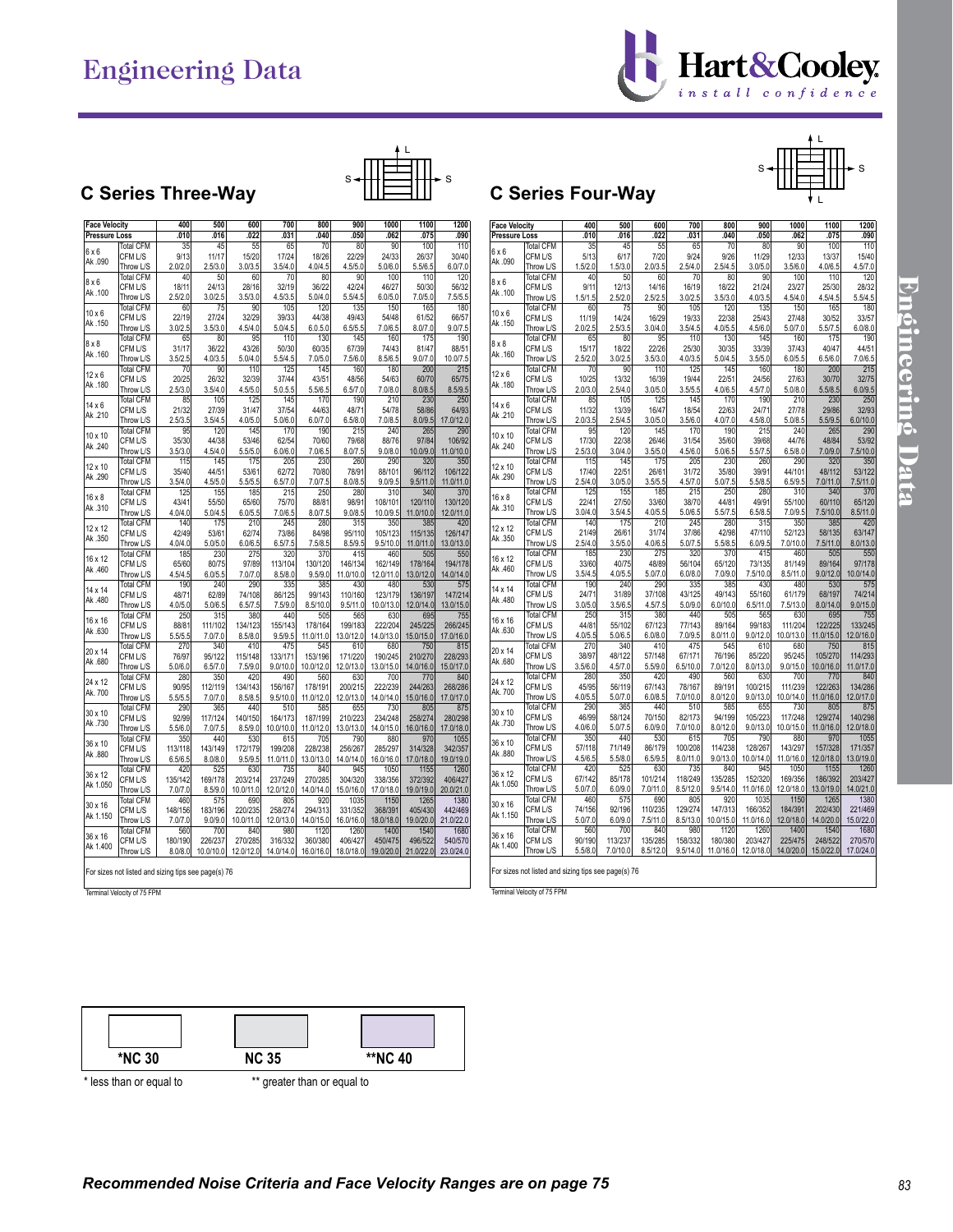# Engineering Data

## C Series Three-Way

| Face Velocity | | 400 | 500 | 600 | 700 | 800 | 900 | 1000 | 1100 | 1200 |
|---|---|---|---|---|---|---|---|---|---|---|
| Pressure Loss | | .010 | .016 | .022 | .031 | .040 | .050 | .062 | .075 | .090 |
| 6 x 6 Ak .090 | Total CFM | 35 | 45 | 55 | 65 | 70 | 80 | 90 | 100 | 110 |
| | CFM L/S | 9/13 | 11/17 | 15/20 | 17/24 | 18/26 | 22/29 | 24/33 | 26/37 | 30/40 |
| | Throw L/S | 2.0/2.0 | 2.5/3.0 | 3.0/3.5 | 3.5/4.0 | 4.0/4.5 | 4.5/5.0 | 5.0/6.0 | 5.5/6.5 | 6.0/7.0 |
| 8 x 6 Ak .100 | Total CFM | 40 | 50 | 60 | 70 | 80 | 90 | 100 | 110 | 120 |
| | CFM L/S | 18/11 | 24/13 | 28/16 | 32/19 | 36/22 | 42/24 | 46/27 | 50/30 | 56/32 |
| | Throw L/S | 2.5/2.0 | 3.0/2.5 | 3.5/3.0 | 4.5/3.5 | 5.0/4.0 | 5.5/4.5 | 6.0/5.0 | 7.0/5.0 | 7.5/5.5 |
| 10 x 6 Ak .150 | Total CFM | 60 | 75 | 90 | 105 | 120 | 135 | 150 | 165 | 180 |
| | CFM L/S | 22/19 | 27/24 | 32/29 | 39/33 | 44/38 | 49/43 | 54/48 | 61/52 | 66/57 |
| | Throw L/S | 3.0/2.5 | 3.5/3.0 | 4.5/4.0 | 5.0/4.5 | 6.0.5.0 | 6.5/5.5 | 7.0/6.5 | 8.0/7.0 | 9.0/7.5 |
| 8 x 8 Ak .160 | Total CFM | 65 | 80 | 95 | 110 | 130 | 145 | 160 | 175 | 190 |
| | CFM L/S | 31/17 | 36/22 | 43/26 | 50/30 | 60/35 | 67/39 | 74/43 | 81/47 | 88/51 |
| | Throw L/S | 3.5/2.5 | 4.0/3.5 | 5.0/4.0 | 5.5/4.5 | 7.0/5.0 | 7.5/6.0 | 8.5/6.5 | 9.0/7.0 | 10.0/7.5 |
| 12 x 6 Ak .180 | Total CFM | 70 | 90 | 110 | 125 | 145 | 160 | 180 | 200 | 215 |
| | CFM L/S | 20/25 | 26/32 | 32/39 | 37/44 | 43/51 | 48/56 | 54/63 | 60/70 | 65/75 |
| | Throw L/S | 2.5/3.0 | 3.5/4.0 | 4.5/5.0 | 5.0.5.5 | 5.5/6.5 | 6.5/7.0 | 7.0/8.0 | 8.0/8.5 | 8.5/9.5 |
| 14 x 6 Ak .210 | Total CFM | 85 | 105 | 125 | 145 | 170 | 190 | 210 | 230 | 250 |
| | CFM L/S | 21/32 | 27/39 | 31/47 | 37/54 | 44/63 | 48/71 | 54/78 | 58/86 | 64/93 |
| | Throw L/S | 2.5/3.5 | 3.5/4.5 | 4.0/5.0 | 5.0/6.0 | 6.0/7.0 | 6.5/8.0 | 7.0/8.5 | 8.0/9.5 | 17.0/12.0 |
| 10 x 10 Ak .240 | Total CFM | 95 | 120 | 145 | 170 | 190 | 215 | 240 | 265 | 290 |
| | CFM L/S | 35/30 | 44/38 | 53/46 | 62/54 | 70/60 | 79/68 | 88/76 | 97/84 | 106/92 |
| | Throw L/S | 3.5/3.0 | 4.5/4.0 | 5.5/5.0 | 6.0/6.0 | 7.0/6.5 | 8.0/7.5 | 9.0/8.0 | 10.0/9.0 | 11.0/10.0 |
| 12 x 10 Ak .290 | Total CFM | 115 | 145 | 175 | 205 | 230 | 260 | 290 | 320 | 350 |
| | CFM L/S | 35/40 | 44/51 | 53/61 | 62/72 | 70/80 | 78/91 | 88/101 | 96/112 | 106/122 |
| | Throw L/S | 3.5/4.0 | 4.5/5.0 | 5.5/6.5 | 6.5/7.0 | 7.0/7.5 | 8.0/8.5 | 9.0/9.5 | 9.5/11.0 | 11.0/11.0 |
| 16 x 8 Ak .310 | Total CFM | 125 | 155 | 185 | 215 | 250 | 280 | 310 | 340 | 370 |
| | CFM L/S | 43/41 | 55/50 | 65/60 | 75/70 | 88/81 | 98/91 | 108/101 | 120/110 | 130/120 |
| | Throw L/S | 4.0/4.0 | 5.0/4.5 | 6.0/5.5 | 7.0/6.5 | 8.0/7.5 | 9.0/8.5 | 10.0/9.5 | 11.0/10.0 | 12.0/11.0 |
| 12 x 12 Ak .350 | Total CFM | 140 | 175 | 210 | 245 | 280 | 315 | 350 | 385 | 420 |
| | CFM L/S | 42/49 | 53/61 | 62/74 | 73/86 | 84/98 | 95/110 | 105/123 | 115/135 | 126/147 |
| | Throw L/S | 4.0/4.0 | 5.0/5.0 | 6.0/6.5 | 6.5/7.5 | 7.5/8.5 | 8.5/9.5 | 9.5/10.0 | 11.0/11.0 | 13.0/13.0 |
| 16 x 12 Ak .460 | Total CFM | 185 | 230 | 275 | 320 | 370 | 415 | 460 | 505 | 550 |
| | CFM L/S | 65/60 | 80/75 | 97/89 | 113/104 | 130/120 | 146/134 | 162/149 | 178/164 | 194/178 |
| | Throw L/S | 4.5/4.5 | 6.0/5.5 | 7.0/7.0 | 8.5/8.0 | 9.5/9.0 | 11.0/10.0 | 12.0/11.0 | 13.0/12.0 | 14.0/14.0 |
| 14 x 14 Ak .480 | Total CFM | 190 | 240 | 290 | 335 | 385 | 430 | 480 | 530 | 575 |
| | CFM L/S | 48/71 | 62/89 | 74/108 | 86/125 | 99/143 | 110/160 | 123/179 | 136/197 | 147/214 |
| | Throw L/S | 4.0/5.0 | 5.0/6.5 | 6.5/7.5 | 7.5/9.0 | 8.5/10.0 | 9.5/11.0 | 10.0/13.0 | 12.0/14.0 | 13.0/15.0 |
| 16 x 16 Ak .630 | Total CFM | 250 | 315 | 380 | 440 | 505 | 565 | 630 | 695 | 755 |
| | CFM L/S | 88/81 | 111/102 | 134/123 | 155/143 | 178/164 | 199/183 | 222/204 | 245/225 | 266/245 |
| | Throw L/S | 5.5/5.5 | 7.0/7.0 | 8.5/8.0 | 9.5/9.5 | 11.0/11.0 | 13.0/12.0 | 14.0/13.0 | 15.0/15.0 | 17.0/16.0 |
| 20 x 14 Ak .680 | Total CFM | 270 | 340 | 410 | 475 | 545 | 610 | 680 | 750 | 815 |
| | CFM L/S | 76/97 | 95/122 | 115/148 | 133/171 | 153/196 | 171/220 | 190/245 | 210/270 | 228/293 |
| | Throw L/S | 5.0/6.0 | 6.5/7.0 | 7.5/9.0 | 9.0/10.0 | 10.0/12.0 | 12.0/13.0 | 13.0/15.0 | 14.0/16.0 | 15.0/17.0 |
| 24 x 12 Ak .700 | Total CFM | 280 | 350 | 420 | 490 | 560 | 630 | 700 | 770 | 840 |
| | CFM L/S | 90/95 | 112/119 | 134/143 | 156/167 | 178/191 | 200/215 | 222/239 | 244/263 | 268/286 |
| | Throw L/S | 5.5/5.5 | 7.0/7.0 | 8.5/8.5 | 9.5/10.0 | 11.0/12.0 | 12.0/13.0 | 14.0/14.0 | 15.0/16.0 | 17.0/17.0 |
| 30 x 10 Ak .730 | Total CFM | 290 | 365 | 440 | 510 | 585 | 655 | 730 | 805 | 875 |
| | CFM L/S | 92/99 | 117/124 | 140/150 | 164/173 | 187/199 | 210/223 | 234/248 | 258/274 | 280/298 |
| | Throw L/S | 5.5/6.0 | 7.0/7.5 | 8.5/9.0 | 10.0/10.0 | 11.0/12.0 | 13.0/13.0 | 14.0/15.0 | 16.0/16.0 | 17.0/18.0 |
| 36 x 10 Ak .880 | Total CFM | 350 | 440 | 530 | 615 | 705 | 790 | 880 | 970 | 1055 |
| | CFM L/S | 113/118 | 143/149 | 172/179 | 199/208 | 228/238 | 256/267 | 285/297 | 314/328 | 342/357 |
| | Throw L/S | 6.5/6.5 | 8.0/8.0 | 9.5/9.5 | 11.0/11.0 | 13.0/13.0 | 14.0/14.0 | 16.0/16.0 | 17.0/18.0 | 19.0/19.0 |
| 36 x 12 Ak 1.050 | Total CFM | 420 | 525 | 630 | 735 | 840 | 945 | 1050 | 1155 | 1260 |
| | CFM L/S | 135/142 | 169/178 | 203/214 | 237/249 | 270/285 | 304/320 | 338/356 | 372/392 | 406/427 |
| | Throw L/S | 7.0/7.0 | 8.5/9.0 | 10.0/11.0 | 12.0/12.0 | 14.0/14.0 | 15.0/16.0 | 17.0/18.0 | 19.0/19.0 | 20.0/21.0 |
| 30 x 16 Ak 1.150 | Total CFM | 460 | 575 | 690 | 805 | 920 | 1035 | 1150 | 1265 | 1380 |
| | CFM L/S | 148/156 | 183/196 | 220/235 | 258/274 | 294/313 | 331/352 | 368/391 | 405/430 | 442/469 |
| | Throw L/S | 7.0/7.0 | 9.0/9.0 | 10.0/11.0 | 12.0/13.0 | 14.0/15.0 | 16.0/16.0 | 18.0/18.0 | 19.0/20.0 | 21.0/22.0 |
| 36 x 16 Ak 1.400 | Total CFM | 560 | 700 | 840 | 980 | 1120 | 1260 | 1400 | 1540 | 1680 |
| | CFM L/S | 180/190 | 226/237 | 270/285 | 316/332 | 360/380 | 406/427 | 450/475 | 496/522 | 540/570 |
| | Throw L/S | 8.0/8.0 | 10.0/10.0 | 12.0/12.0 | 14.0/14.0 | 16.0/16.0 | 18.0/18.0 | 19.0/20.0 | 21.0/22.0 | 23.0/24.0 |

For sizes not listed and sizing tips see page(s) 76

Terminal Velocity of 75 FPM

## C Series Four-Way

| Face Velocity | | 400 | 500 | 600 | 700 | 800 | 900 | 1000 | 1100 | 1200 |
|---|---|---|---|---|---|---|---|---|---|---|
| Pressure Loss | | .010 | .016 | .022 | .031 | .040 | .050 | .062 | .075 | .090 |
| 6 x 6 Ak .090 | Total CFM | 35 | 45 | 55 | 65 | 70 | 80 | 90 | 100 | 110 |
| | CFM L/S | 5/13 | 6/17 | 7/20 | 9/24 | 9/26 | 11/29 | 12/33 | 13/37 | 15/40 |
| | Throw L/S | 1.5/2.0 | 1.5/3.0 | 2.0/3.5 | 2.5/4.0 | 2.5/4.5 | 3.0/5.0 | 3.5/6.0 | 4.0/6.5 | 4.5/7.0 |
| 8 x 6 Ak .100 | Total CFM | 40 | 50 | 60 | 70 | 80 | 90 | 100 | 110 | 120 |
| | CFM L/S | 9/11 | 12/13 | 14/16 | 16/19 | 18/22 | 21/24 | 23/27 | 25/30 | 28/32 |
| | Throw L/S | 1.5/1.5 | 2.5/2.0 | 2.5/2.5 | 2.5/3.0 | 3.0/2.5 | 3.5/3.0 | 4.0/3.5 | 4.5/4.5 | 5.5/4.5 |
| 10 x 6 Ak .150 | Total CFM | 60 | 75 | 90 | 105 | 120 | 135 | 150 | 165 | 180 |
| | CFM L/S | 11/19 | 14/24 | 16/29 | 19/33 | 22/38 | 25/43 | 27/48 | 30/52 | 33/57 |
| | Throw L/S | 2.0/2.5 | 2.5/3.5 | 3.0/4.0 | 3.5/4.5 | 4.0/5.5 | 4.5/6.0 | 5.0/7.0 | 5.5/7.5 | 6.0/8.0 |
| 8 x 8 Ak .160 | Total CFM | 65 | 80 | 95 | 110 | 130 | 145 | 160 | 175 | 190 |
| | CFM L/S | 15/17 | 18/22 | 22/26 | 25/30 | 30/35 | 33/39 | 37/43 | 40/47 | 44/51 |
| | Throw L/S | 2.5/2.0 | 3.0/2.5 | 3.5/3.0 | 4.0/3.5 | 5.0/4.5 | 3.5/5.0 | 6.0/5.5 | 6.5/6.0 | 7.0/6.5 |
| 12 x 6 Ak .180 | Total CFM | 70 | 90 | 110 | 125 | 145 | 160 | 180 | 200 | 215 |
| | CFM L/S | 10/25 | 13/32 | 16/39 | 19/44 | 22/51 | 24/56 | 27/63 | 30/70 | 32/75 |
| | Throw L/S | 2.0/3.0 | 2.5/4.0 | 3.0/5.0 | 3.5/5.5 | 4.0/6.5 | 4.5/7.0 | 5.0/8.0 | 5.5/8.5 | 6.0/9.5 |
| 14 x 6 Ak .210 | Total CFM | 85 | 105 | 125 | 145 | 170 | 190 | 210 | 230 | 250 |
| | CFM L/S | 11/32 | 13/39 | 16/47 | 18/54 | 22/63 | 24/71 | 27/78 | 29/86 | 32/93 |
| | Throw L/S | 2.0/3.5 | 2.5/4.5 | 3.0/5.0 | 3.5/6.0 | 4.0/7.0 | 4.5/8.0 | 5.0/8.5 | 5.5/9.5 | 6.0/10.0 |
| 10 x 10 Ak .240 | Total CFM | 95 | 120 | 145 | 170 | 190 | 215 | 240 | 265 | 290 |
| | CFM L/S | 17/30 | 22/38 | 26/46 | 31/54 | 35/60 | 39/68 | 44/76 | 48/84 | 53/92 |
| | Throw L/S | 2.5/3.0 | 3.0/4.0 | 3.5/5.0 | 4.5/6.0 | 5.0/6.5 | 5.5/7.5 | 6.5/8.0 | 7.0/9.0 | 7.5/10.0 |
| 12 x 10 Ak .290 | Total CFM | 115 | 145 | 175 | 205 | 230 | 260 | 290 | 320 | 350 |
| | CFM L/S | 17/40 | 22/51 | 26/61 | 31/72 | 35/80 | 39/91 | 44/101 | 48/112 | 53/122 |
| | Throw L/S | 2.5/4.0 | 3.0/5.0 | 3.5/5.5 | 4.5/7.0 | 5.0/7.5 | 5.5/8.5 | 6.5/9.5 | 7.0/11.0 | 7.5/11.0 |
| 16 x 8 Ak .310 | Total CFM | 125 | 155 | 185 | 215 | 250 | 280 | 310 | 340 | 370 |
| | CFM L/S | 22/41 | 27/50 | 33/60 | 38/70 | 44/81 | 49/91 | 55/100 | 60/110 | 65/120 |
| | Throw L/S | 3.0/4.0 | 3.5/4.5 | 4.0/5.5 | 5.0/6.5 | 5.5/7.5 | 6.5/8.5 | 7.0/9.5 | 7.5/10.0 | 8.5/11.0 |
| 12 x 12 Ak .350 | Total CFM | 140 | 175 | 210 | 245 | 280 | 315 | 350 | 385 | 420 |
| | CFM L/S | 21/49 | 26/61 | 31/74 | 37/86 | 42/98 | 47/110 | 52/123 | 58/135 | 63/147 |
| | Throw L/S | 2.5/4.0 | 3.5/5.0 | 4.0/6.5 | 5.0/7.5 | 5.5/8.5 | 6.0/9.5 | 7.0/10.0 | 7.5/11.0 | 8.0/13.0 |
| 16 x 12 Ak .460 | Total CFM | 185 | 230 | 275 | 320 | 370 | 415 | 460 | 505 | 550 |
| | CFM L/S | 33/60 | 40/75 | 48/89 | 56/104 | 65/120 | 73/135 | 81/149 | 89/164 | 97/178 |
| | Throw L/S | 3.5/4.5 | 4.0/5.5 | 5.0/7.0 | 6.0/8.0 | 7.0/9.0 | 7.5/10.0 | 8.5/11.0 | 9.0/12.0 | 10.0/14.0 |
| 14 x 14 Ak .480 | Total CFM | 190 | 240 | 290 | 335 | 385 | 430 | 480 | 530 | 575 |
| | CFM L/S | 24/71 | 31/89 | 37/108 | 43/125 | 49/143 | 55/160 | 61/179 | 68/197 | 74/214 |
| | Throw L/S | 3.0/5.0 | 3.5/6.5 | 4.5/7.5 | 5.0/9.0 | 6.0/10.0 | 6.5/11.0 | 7.5/13.0 | 8.0/14.0 | 9.0/15.0 |
| 16 x 16 Ak .630 | Total CFM | 250 | 315 | 380 | 440 | 505 | 565 | 630 | 695 | 755 |
| | CFM L/S | 44/81 | 55/102 | 67/123 | 77/143 | 89/164 | 99/183 | 111/204 | 122/225 | 133/245 |
| | Throw L/S | 4.0/5.5 | 5.0/6.5 | 6.0/8.0 | 7.0/9.5 | 8.0/11.0 | 9.0/12.0 | 10.0/13.0 | 11.0/15.0 | 12.0/16.0 |
| 20 x 14 Ak .680 | Total CFM | 270 | 340 | 410 | 475 | 545 | 610 | 680 | 750 | 815 |
| | CFM L/S | 38/97 | 48/122 | 57/148 | 67/171 | 76/196 | 85/220 | 95/245 | 105/270 | 114/293 |
| | Throw L/S | 3.5/6.0 | 4.5/7.0 | 5.5/9.0 | 6.5/10.0 | 7.0/12.0 | 8.0/13.0 | 9.0/15.0 | 10.0/16.0 | 11.0/17.0 |
| 24 x 12 Ak .700 | Total CFM | 280 | 350 | 420 | 490 | 560 | 630 | 700 | 770 | 840 |
| | CFM L/S | 45/95 | 56/119 | 67/143 | 78/167 | 89/191 | 100/215 | 111/239 | 122/263 | 134/286 |
| | Throw L/S | 4.0/5.5 | 5.0/7.0 | 6.0/8.5 | 7.0/10.0 | 8.0/12.0 | 9.0/13.0 | 10.0/14.0 | 11.0/16.0 | 12.0/17.0 |
| 30 x 10 Ak .730 | Total CFM | 290 | 365 | 440 | 510 | 585 | 655 | 730 | 805 | 875 |
| | CFM L/S | 46/99 | 58/124 | 70/150 | 82/173 | 94/199 | 105/223 | 117/248 | 129/274 | 140/298 |
| | Throw L/S | 4.0/6.0 | 5.0/7.5 | 6.0/9.0 | 7.0/10.0 | 8.0/12.0 | 9.0/13.0 | 10.0/15.0 | 11.0/16.0 | 12.0/18.0 |
| 36 x 10 Ak .880 | Total CFM | 350 | 440 | 530 | 615 | 705 | 790 | 880 | 970 | 1055 |
| | CFM L/S | 57/118 | 71/149 | 86/179 | 100/208 | 114/238 | 128/267 | 143/297 | 157/328 | 171/357 |
| | Throw L/S | 4.5/6.5 | 5.5/8.0 | 6.5/9.5 | 8.0/11.0 | 9.0/13.0 | 10.0/14.0 | 11.0/16.0 | 12.0/18.0 | 13.0/19.0 |
| 36 x 12 Ak 1.050 | Total CFM | 420 | 525 | 630 | 735 | 840 | 945 | 1050 | 1155 | 1260 |
| | CFM L/S | 67/142 | 85/178 | 101/214 | 118/249 | 135/285 | 152/320 | 169/356 | 186/392 | 203/427 |
| | Throw L/S | 5.0/7.0 | 6.0/9.0 | 7.0/11.0 | 8.5/12.0 | 9.5/14.0 | 11.0/16.0 | 12.0/18.0 | 13.0/19.0 | 14.0/21.0 |
| 30 x 16 Ak 1.150 | Total CFM | 460 | 575 | 690 | 805 | 920 | 1035 | 1150 | 1265 | 1380 |
| | CFM L/S | 74/156 | 92/196 | 110/235 | 129/274 | 147/313 | 166/352 | 184/391 | 202/430 | 221/469 |
| | Throw L/S | 5.0/7.0 | 6.0/9.0 | 7.5/11.0 | 8.5/13.0 | 10.0/15.0 | 11.0/16.0 | 12.0/18.0 | 14.0/20.0 | 15.0/22.0 |
| 36 x 16 Ak 1.400 | Total CFM | 560 | 700 | 840 | 980 | 1120 | 1260 | 1400 | 1540 | 1680 |
| | CFM L/S | 90/190 | 113/237 | 135/285 | 158/332 | 180/380 | 203/427 | 225/475 | 248/522 | 270/570 |
| | Throw L/S | 5.5/8.0 | 7.0/10.0 | 8.5/12.0 | 9.5/14.0 | 11.0/16.0 | 12.0/18.0 | 14.0/20.0 | 15.0/22.0 | 17.0/24.0 |

For sizes not listed and sizing tips see page(s) 76

Terminal Velocity of 75 FPM

| *NC 30 | NC 35 | **NC 40 |
|---|---|---|

\* less than or equal to &nbsp;&nbsp;&nbsp;&nbsp; ** greater than or equal to

***Recommended Noise Criteria and Face Velocity Ranges are on page 75***